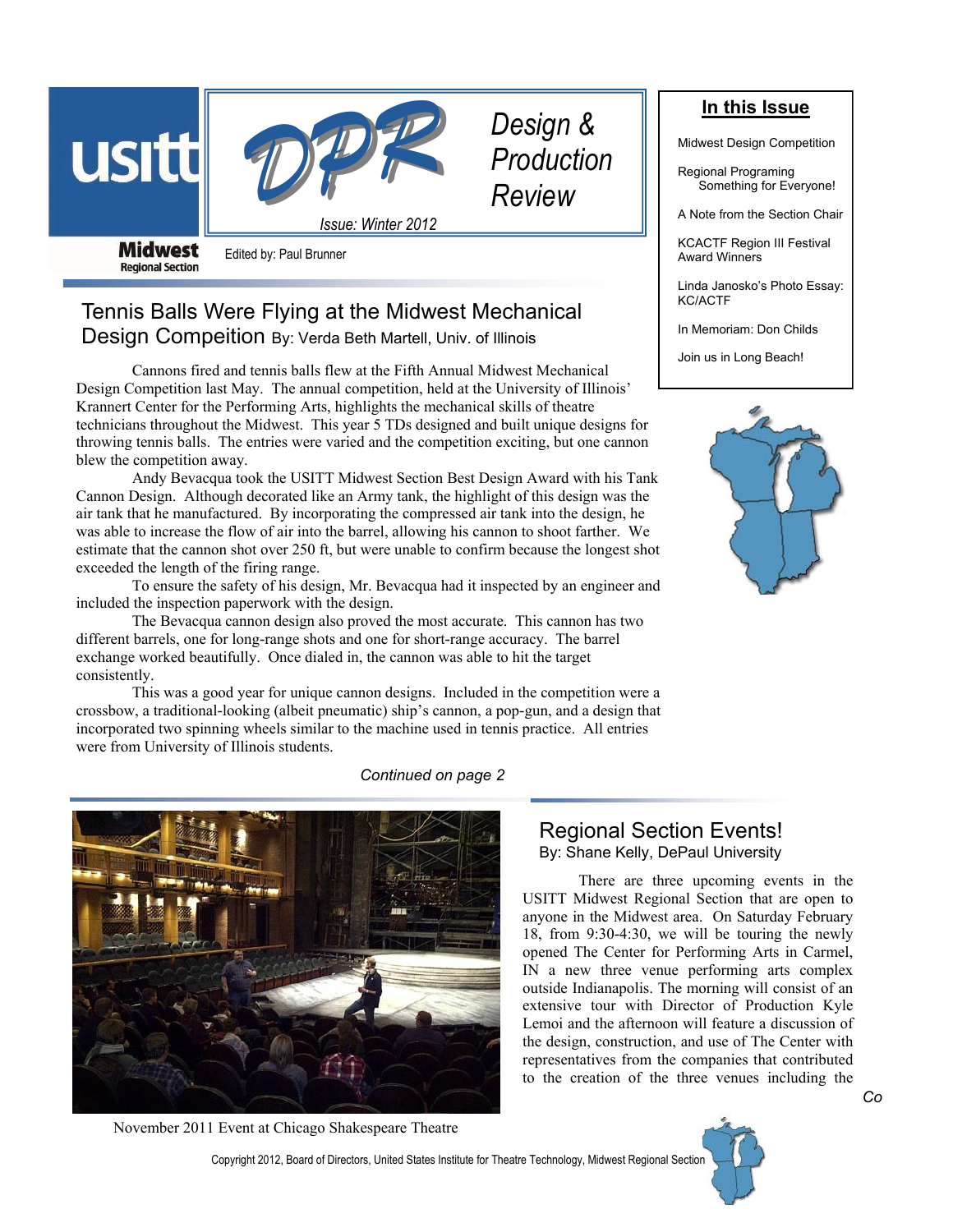# DPR — Design & Production Review

usitt Midwest Regional Section

*Issue: Winter 2012*

Edited by: Paul Brunner

**In this Issue**

- Midwest Design Competition
- Regional Programing Something for Everyone!
- A Note from the Section Chair
- KCACTF Region III Festival Award Winners
- Linda Janosko's Photo Essay: KC/ACTF
- In Memoriam: Don Childs
- Join us in Long Beach!

## Tennis Balls Were Flying at the Midwest Mechanical Design Compeition By: Verda Beth Martell, Univ. of Illinois

Cannons fired and tennis balls flew at the Fifth Annual Midwest Mechanical Design Competition last May. The annual competition, held at the University of Illinois' Krannert Center for the Performing Arts, highlights the mechanical skills of theatre technicians throughout the Midwest. This year 5 TDs designed and built unique designs for throwing tennis balls. The entries were varied and the competition exciting, but one cannon blew the competition away.

Andy Bevacqua took the USITT Midwest Section Best Design Award with his Tank Cannon Design. Although decorated like an Army tank, the highlight of this design was the air tank that he manufactured. By incorporating the compressed air tank into the design, he was able to increase the flow of air into the barrel, allowing his cannon to shoot farther. We estimate that the cannon shot over 250 ft, but were unable to confirm because the longest shot exceeded the length of the firing range.

To ensure the safety of his design, Mr. Bevacqua had it inspected by an engineer and included the inspection paperwork with the design.

The Bevacqua cannon design also proved the most accurate. This cannon has two different barrels, one for long-range shots and one for short-range accuracy. The barrel exchange worked beautifully. Once dialed in, the cannon was able to hit the target consistently.

This was a good year for unique cannon designs. Included in the competition were a crossbow, a traditional-looking (albeit pneumatic) ship's cannon, a pop-gun, and a design that incorporated two spinning wheels similar to the machine used in tennis practice. All entries were from University of Illinois students.

*Continued on page 2*

November 2011 Event at Chicago Shakespeare Theatre

## Regional Section Events! By: Shane Kelly, DePaul University

There are three upcoming events in the USITT Midwest Regional Section that are open to anyone in the Midwest area. On Saturday February 18, from 9:30-4:30, we will be touring the newly opened The Center for Performing Arts in Carmel, IN a new three venue performing arts complex outside Indianapolis. The morning will consist of an extensive tour with Director of Production Kyle Lemoi and the afternoon will feature a discussion of the design, construction, and use of The Center with representatives from the companies that contributed to the creation of the three venues including the

*Co*

Copyright 2012, Board of Directors, United States Institute for Theatre Technology, Midwest Regional Section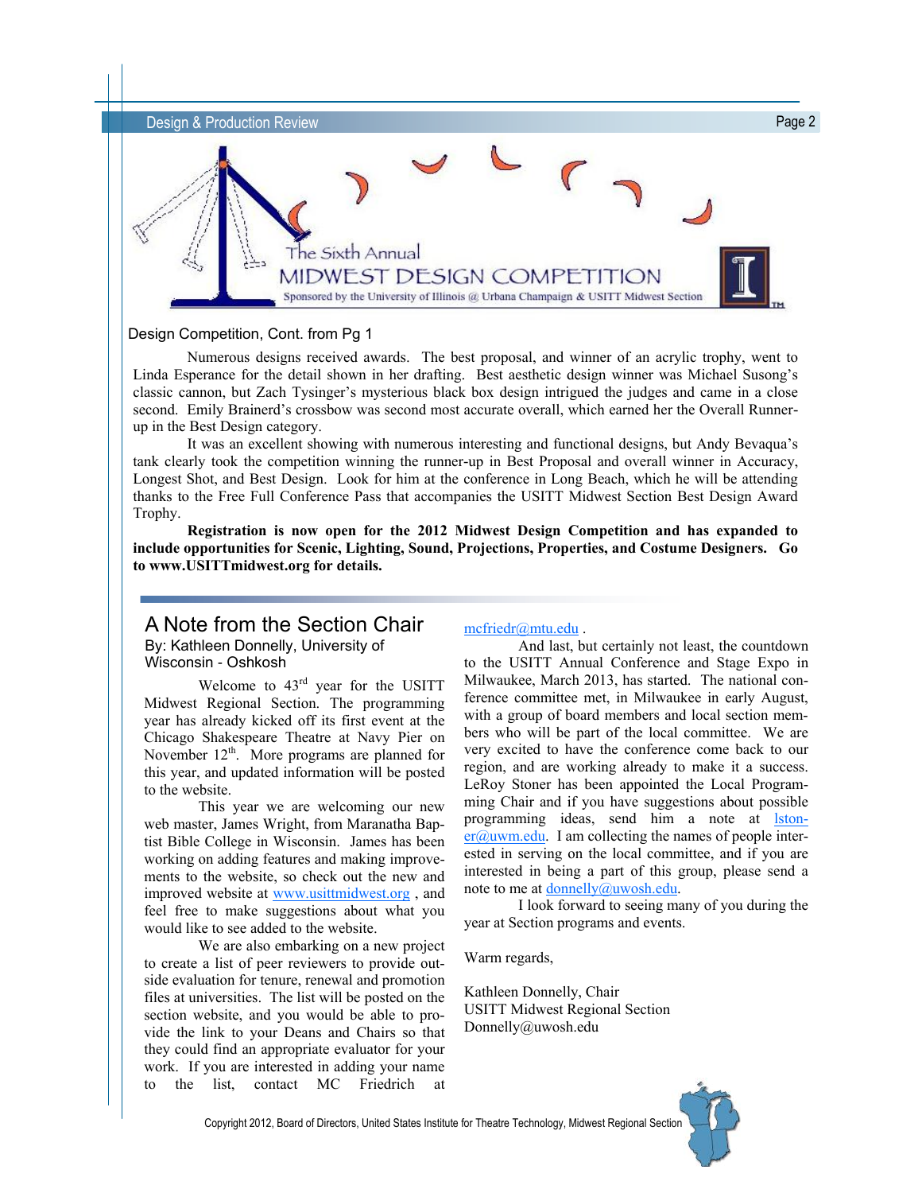The Sixth Annual

MIDWEST DESIGN COMPETITION

Sponsored by the University of Illinois @ Urbana Champaign & USITT Midwest Section

Design Competition, Cont. from Pg 1

Numerous designs received awards. The best proposal, and winner of an acrylic trophy, went to Linda Esperance for the detail shown in her drafting. Best aesthetic design winner was Michael Susong's classic cannon, but Zach Tysinger's mysterious black box design intrigued the judges and came in a close second. Emily Brainerd's crossbow was second most accurate overall, which earned her the Overall Runner-up in the Best Design category.

It was an excellent showing with numerous interesting and functional designs, but Andy Bevaqua's tank clearly took the competition winning the runner-up in Best Proposal and overall winner in Accuracy, Longest Shot, and Best Design. Look for him at the conference in Long Beach, which he will be attending thanks to the Free Full Conference Pass that accompanies the USITT Midwest Section Best Design Award Trophy.

**Registration is now open for the 2012 Midwest Design Competition and has expanded to include opportunities for Scenic, Lighting, Sound, Projections, Properties, and Costume Designers. Go to www.USITTmidwest.org for details.**

## A Note from the Section Chair

By: Kathleen Donnelly, University of Wisconsin - Oshkosh

Welcome to 43rd year for the USITT Midwest Regional Section. The programming year has already kicked off its first event at the Chicago Shakespeare Theatre at Navy Pier on November 12th. More programs are planned for this year, and updated information will be posted to the website.

This year we are welcoming our new web master, James Wright, from Maranatha Baptist Bible College in Wisconsin. James has been working on adding features and making improvements to the website, so check out the new and improved website at www.usittmidwest.org , and feel free to make suggestions about what you would like to see added to the website.

We are also embarking on a new project to create a list of peer reviewers to provide outside evaluation for tenure, renewal and promotion files at universities. The list will be posted on the section website, and you would be able to provide the link to your Deans and Chairs so that they could find an appropriate evaluator for your work. If you are interested in adding your name to the list, contact MC Friedrich at mcfriedr@mtu.edu .

And last, but certainly not least, the countdown to the USITT Annual Conference and Stage Expo in Milwaukee, March 2013, has started. The national conference committee met, in Milwaukee in early August, with a group of board members and local section members who will be part of the local committee. We are very excited to have the conference come back to our region, and are working already to make it a success. LeRoy Stoner has been appointed the Local Programming Chair and if you have suggestions about possible programming ideas, send him a note at lstoner@uwm.edu. I am collecting the names of people interested in serving on the local committee, and if you are interested in being a part of this group, please send a note to me at donnelly@uwosh.edu.

I look forward to seeing many of you during the year at Section programs and events.

Warm regards,

Kathleen Donnelly, Chair
USITT Midwest Regional Section
Donnelly@uwosh.edu

Copyright 2012, Board of Directors, United States Institute for Theatre Technology, Midwest Regional Section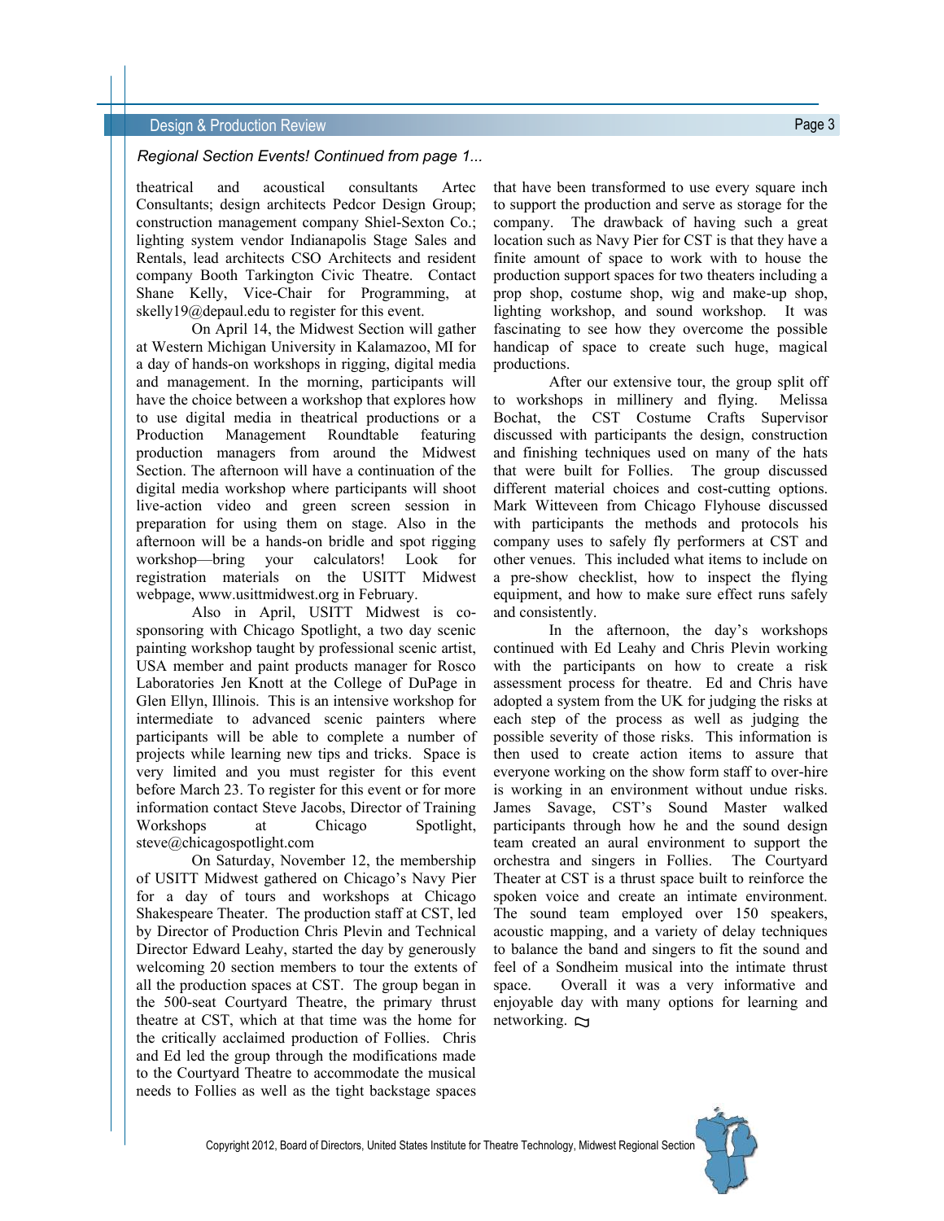*Regional Section Events! Continued from page 1...*

theatrical and acoustical consultants Artec Consultants; design architects Pedcor Design Group; construction management company Shiel-Sexton Co.; lighting system vendor Indianapolis Stage Sales and Rentals, lead architects CSO Architects and resident company Booth Tarkington Civic Theatre. Contact Shane Kelly, Vice-Chair for Programming, at skelly19@depaul.edu to register for this event.

On April 14, the Midwest Section will gather at Western Michigan University in Kalamazoo, MI for a day of hands-on workshops in rigging, digital media and management. In the morning, participants will have the choice between a workshop that explores how to use digital media in theatrical productions or a Production Management Roundtable featuring production managers from around the Midwest Section. The afternoon will have a continuation of the digital media workshop where participants will shoot live-action video and green screen session in preparation for using them on stage. Also in the afternoon will be a hands-on bridle and spot rigging workshop—bring your calculators! Look for registration materials on the USITT Midwest webpage, www.usittmidwest.org in February.

Also in April, USITT Midwest is co-sponsoring with Chicago Spotlight, a two day scenic painting workshop taught by professional scenic artist, USA member and paint products manager for Rosco Laboratories Jen Knott at the College of DuPage in Glen Ellyn, Illinois. This is an intensive workshop for intermediate to advanced scenic painters where participants will be able to complete a number of projects while learning new tips and tricks. Space is very limited and you must register for this event before March 23. To register for this event or for more information contact Steve Jacobs, Director of Training Workshops at Chicago Spotlight, steve@chicagospotlight.com

On Saturday, November 12, the membership of USITT Midwest gathered on Chicago's Navy Pier for a day of tours and workshops at Chicago Shakespeare Theater. The production staff at CST, led by Director of Production Chris Plevin and Technical Director Edward Leahy, started the day by generously welcoming 20 section members to tour the extents of all the production spaces at CST. The group began in the 500-seat Courtyard Theatre, the primary thrust theatre at CST, which at that time was the home for the critically acclaimed production of Follies. Chris and Ed led the group through the modifications made to the Courtyard Theatre to accommodate the musical needs to Follies as well as the tight backstage spaces that have been transformed to use every square inch to support the production and serve as storage for the company. The drawback of having such a great location such as Navy Pier for CST is that they have a finite amount of space to work with to house the production support spaces for two theaters including a prop shop, costume shop, wig and make-up shop, lighting workshop, and sound workshop. It was fascinating to see how they overcome the possible handicap of space to create such huge, magical productions.

After our extensive tour, the group split off to workshops in millinery and flying. Melissa Bochat, the CST Costume Crafts Supervisor discussed with participants the design, construction and finishing techniques used on many of the hats that were built for Follies. The group discussed different material choices and cost-cutting options. Mark Witteveen from Chicago Flyhouse discussed with participants the methods and protocols his company uses to safely fly performers at CST and other venues. This included what items to include on a pre-show checklist, how to inspect the flying equipment, and how to make sure effect runs safely and consistently.

In the afternoon, the day's workshops continued with Ed Leahy and Chris Plevin working with the participants on how to create a risk assessment process for theatre. Ed and Chris have adopted a system from the UK for judging the risks at each step of the process as well as judging the possible severity of those risks. This information is then used to create action items to assure that everyone working on the show form staff to over-hire is working in an environment without undue risks. James Savage, CST's Sound Master walked participants through how he and the sound design team created an aural environment to support the orchestra and singers in Follies. The Courtyard Theater at CST is a thrust space built to reinforce the spoken voice and create an intimate environment. The sound team employed over 150 speakers, acoustic mapping, and a variety of delay techniques to balance the band and singers to fit the sound and feel of a Sondheim musical into the intimate thrust space. Overall it was a very informative and enjoyable day with many options for learning and networking.

Copyright 2012, Board of Directors, United States Institute for Theatre Technology, Midwest Regional Section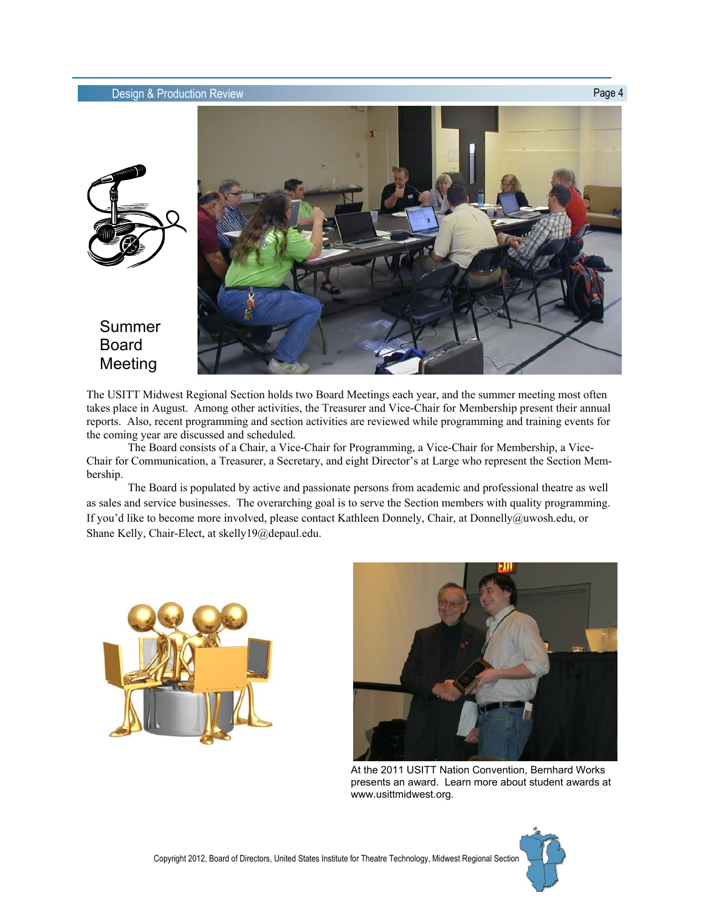# Summer Board Meeting

The USITT Midwest Regional Section holds two Board Meetings each year, and the summer meeting most often takes place in August. Among other activities, the Treasurer and Vice-Chair for Membership present their annual reports. Also, recent programming and section activities are reviewed while programming and training events for the coming year are discussed and scheduled.

The Board consists of a Chair, a Vice-Chair for Programming, a Vice-Chair for Membership, a Vice-Chair for Communication, a Treasurer, a Secretary, and eight Director's at Large who represent the Section Membership.

The Board is populated by active and passionate persons from academic and professional theatre as well as sales and service businesses. The overarching goal is to serve the Section members with quality programming. If you'd like to become more involved, please contact Kathleen Donnely, Chair, at Donnelly@uwosh.edu, or Shane Kelly, Chair-Elect, at skelly19@depaul.edu.

At the 2011 USITT Nation Convention, Bernhard Works presents an award. Learn more about student awards at www.usittmidwest.org.

Copyright 2012, Board of Directors, United States Institute for Theatre Technology, Midwest Regional Section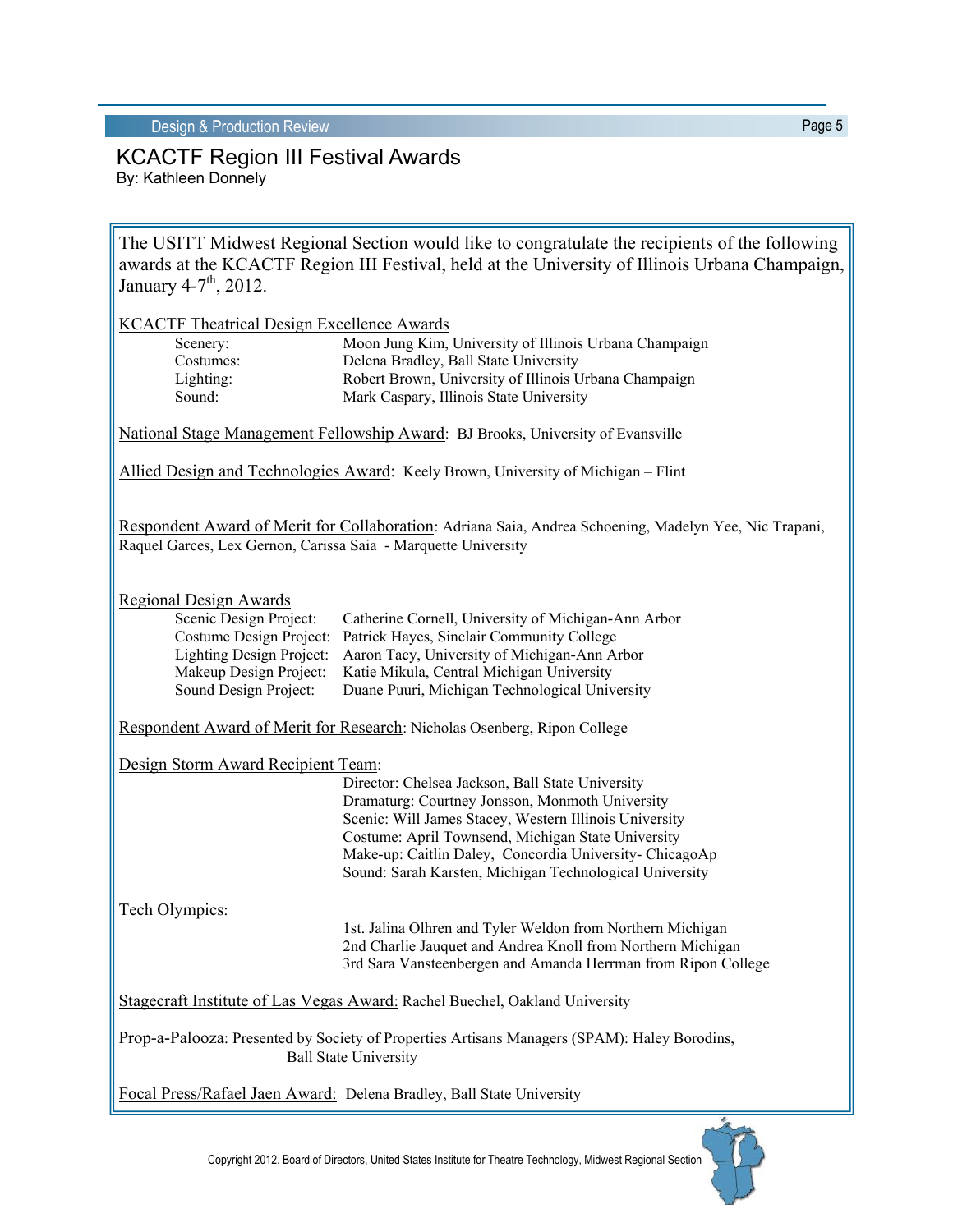# KCACTF Region III Festival Awards

By: Kathleen Donnely

The USITT Midwest Regional Section would like to congratulate the recipients of the following awards at the KCACTF Region III Festival, held at the University of Illinois Urbana Champaign, January 4-7th, 2012.

KCACTF Theatrical Design Excellence Awards

- Scenery: Moon Jung Kim, University of Illinois Urbana Champaign
- Costumes: Delena Bradley, Ball State University
- Lighting: Robert Brown, University of Illinois Urbana Champaign
- Sound: Mark Caspary, Illinois State University

National Stage Management Fellowship Award: BJ Brooks, University of Evansville

Allied Design and Technologies Award: Keely Brown, University of Michigan – Flint

Respondent Award of Merit for Collaboration: Adriana Saia, Andrea Schoening, Madelyn Yee, Nic Trapani, Raquel Garces, Lex Gernon, Carissa Saia - Marquette University

Regional Design Awards

- Scenic Design Project: Catherine Cornell, University of Michigan-Ann Arbor
- Costume Design Project: Patrick Hayes, Sinclair Community College
- Lighting Design Project: Aaron Tacy, University of Michigan-Ann Arbor
- Makeup Design Project: Katie Mikula, Central Michigan University
- Sound Design Project: Duane Puuri, Michigan Technological University

Respondent Award of Merit for Research: Nicholas Osenberg, Ripon College

Design Storm Award Recipient Team:

- Director: Chelsea Jackson, Ball State University
- Dramaturg: Courtney Jonsson, Monmoth University
- Scenic: Will James Stacey, Western Illinois University
- Costume: April Townsend, Michigan State University
- Make-up: Caitlin Daley, Concordia University- ChicagoAp
- Sound: Sarah Karsten, Michigan Technological University

Tech Olympics:

- 1st. Jalina Olhren and Tyler Weldon from Northern Michigan
- 2nd Charlie Jauquet and Andrea Knoll from Northern Michigan
- 3rd Sara Vansteenbergen and Amanda Herrman from Ripon College

Stagecraft Institute of Las Vegas Award: Rachel Buechel, Oakland University

Prop-a-Palooza: Presented by Society of Properties Artisans Managers (SPAM): Haley Borodins, Ball State University

Focal Press/Rafael Jaen Award: Delena Bradley, Ball State University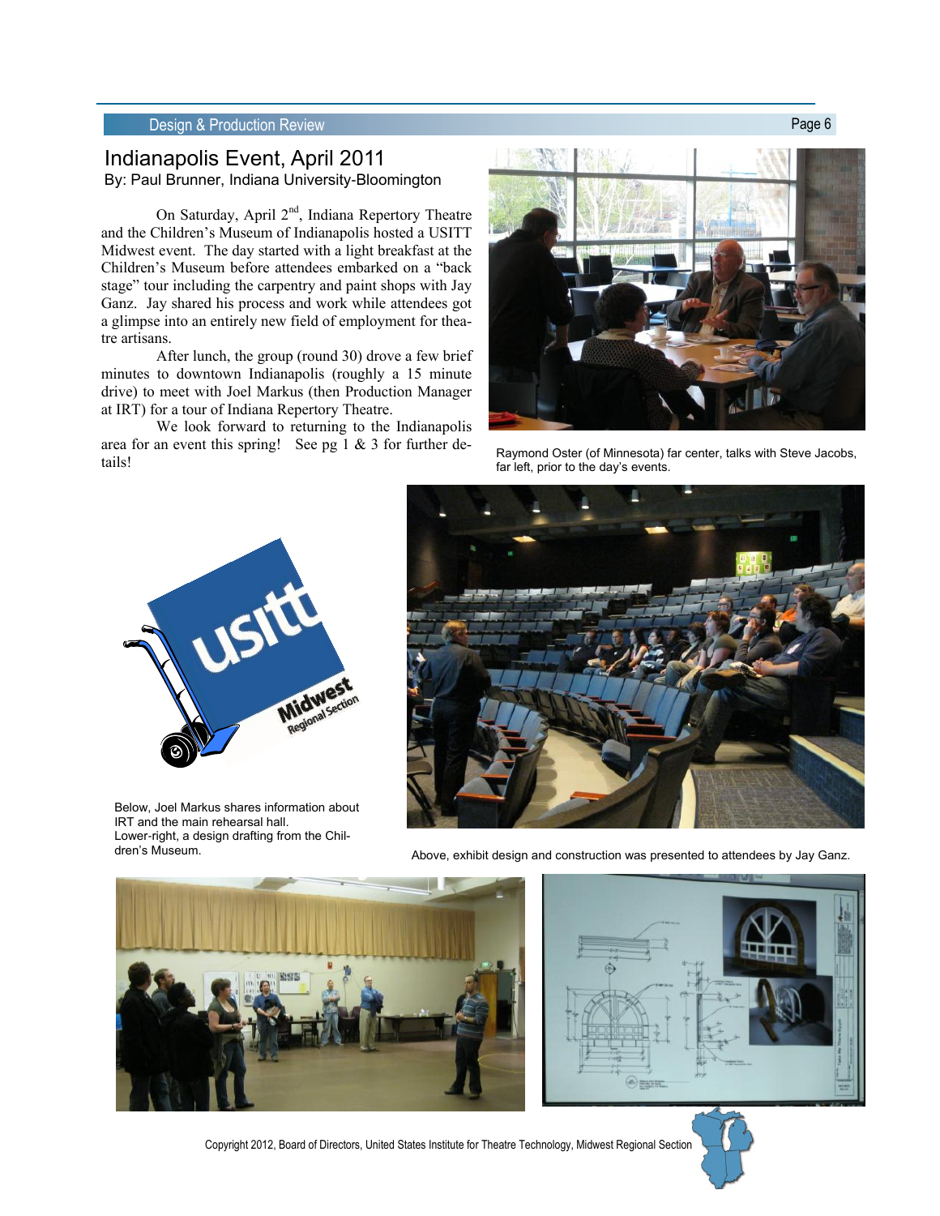## Indianapolis Event, April 2011

By: Paul Brunner, Indiana University-Bloomington

On Saturday, April 2nd, Indiana Repertory Theatre and the Children's Museum of Indianapolis hosted a USITT Midwest event. The day started with a light breakfast at the Children's Museum before attendees embarked on a "back stage" tour including the carpentry and paint shops with Jay Ganz. Jay shared his process and work while attendees got a glimpse into an entirely new field of employment for theatre artisans.

After lunch, the group (round 30) drove a few brief minutes to downtown Indianapolis (roughly a 15 minute drive) to meet with Joel Markus (then Production Manager at IRT) for a tour of Indiana Repertory Theatre.

We look forward to returning to the Indianapolis area for an event this spring! See pg 1 & 3 for further details!

Raymond Oster (of Minnesota) far center, talks with Steve Jacobs, far left, prior to the day's events.

Below, Joel Markus shares information about IRT and the main rehearsal hall.
Lower-right, a design drafting from the Children's Museum.

Above, exhibit design and construction was presented to attendees by Jay Ganz.

Copyright 2012, Board of Directors, United States Institute for Theatre Technology, Midwest Regional Section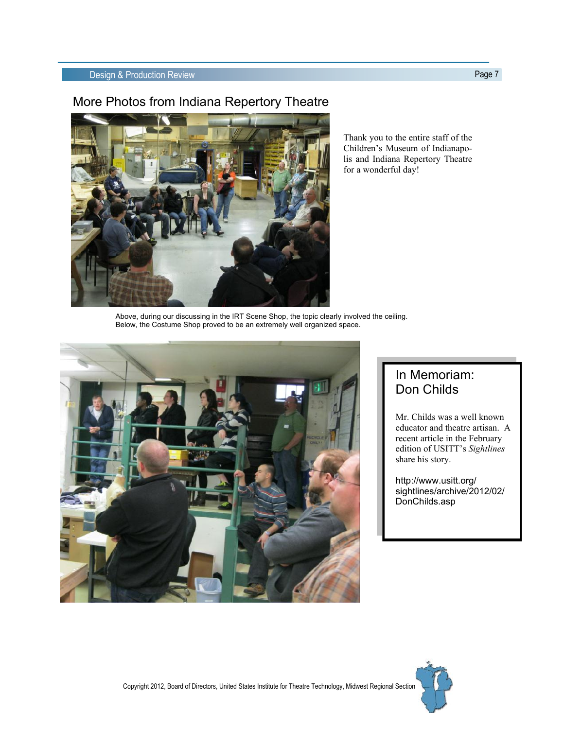## More Photos from Indiana Repertory Theatre

Thank you to the entire staff of the Children's Museum of Indianapolis and Indiana Repertory Theatre for a wonderful day!

Above, during our discussing in the IRT Scene Shop, the topic clearly involved the ceiling. Below, the Costume Shop proved to be an extremely well organized space.

### In Memoriam: Don Childs

Mr. Childs was a well known educator and theatre artisan. A recent article in the February edition of USITT's *Sightlines* share his story.

http://www.usitt.org/sightlines/archive/2012/02/DonChilds.asp

Copyright 2012, Board of Directors, United States Institute for Theatre Technology, Midwest Regional Section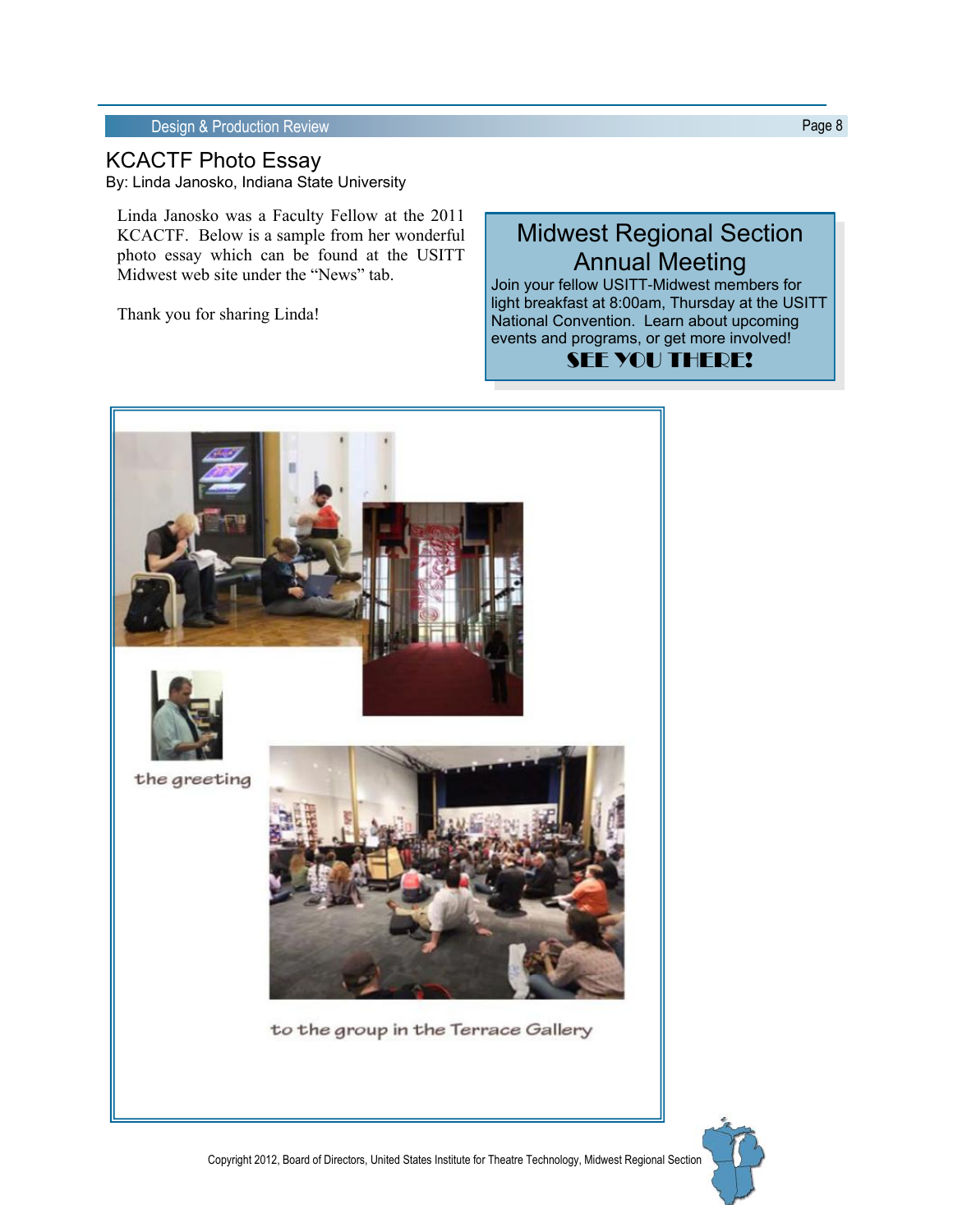# KCACTF Photo Essay

By: Linda Janosko, Indiana State University

Linda Janosko was a Faculty Fellow at the 2011 KCACTF. Below is a sample from her wonderful photo essay which can be found at the USITT Midwest web site under the "News" tab.

Thank you for sharing Linda!

## Midwest Regional Section Annual Meeting

Join your fellow USITT-Midwest members for light breakfast at 8:00am, Thursday at the USITT National Convention. Learn about upcoming events and programs, or get more involved!

**SEE YOU THERE!**

the greeting

to the group in the Terrace Gallery

Copyright 2012, Board of Directors, United States Institute for Theatre Technology, Midwest Regional Section